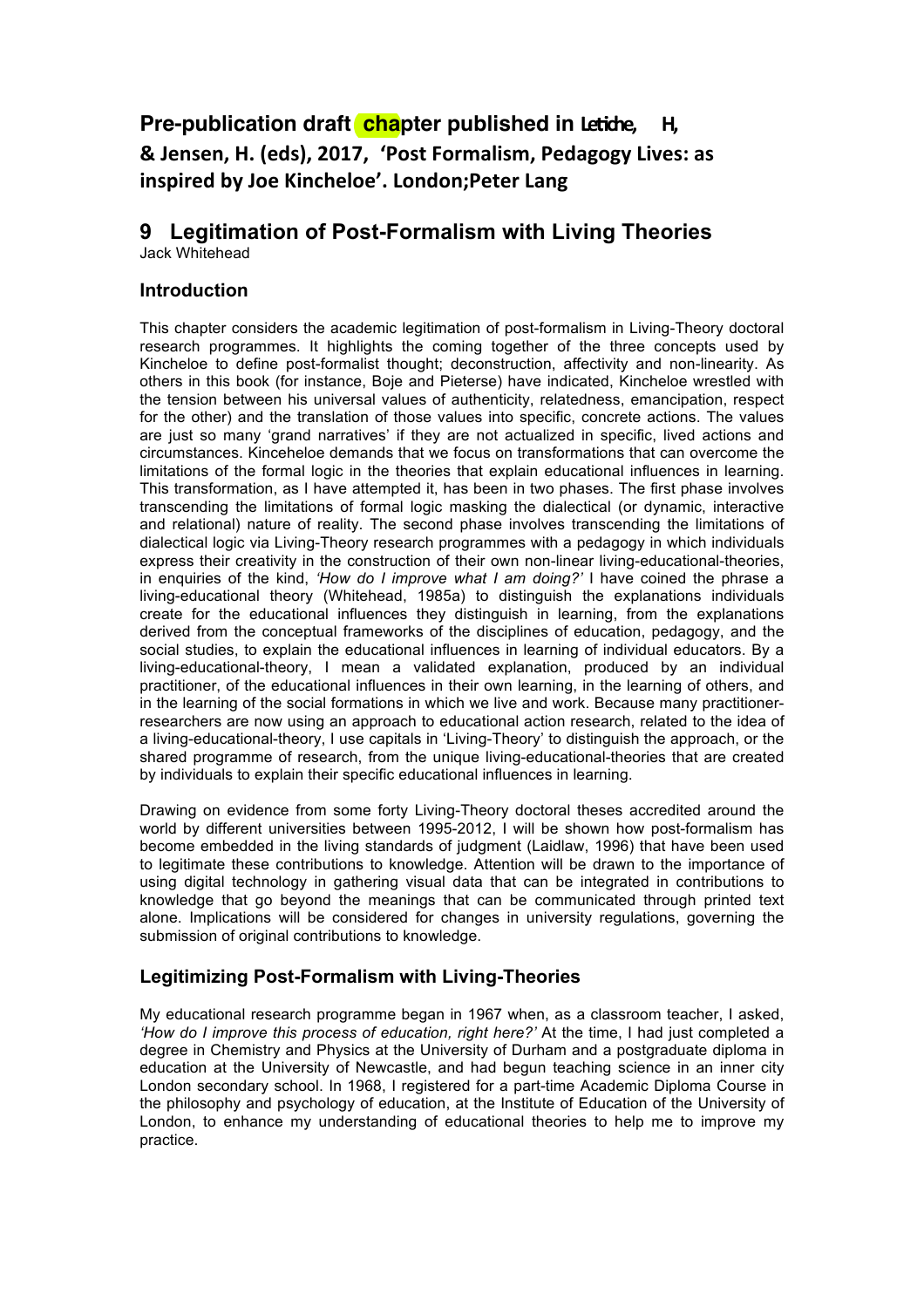**Pre-publication draft chapter published in Letiche, H, & Jensen, H. (eds), 2017, 'Post Formalism, Pedagogy Lives: as inspired by Joe Kincheloe'. London;Peter Lang**

# 9 Legitimation of Post-Formalism with Living Theories

Jack Whitehead

## Introduction

This chapter considers the academic legitimation of post-formalism in Living-Theory doctoral research programmes. It highlights the coming together of the three concepts used by Kincheloe to define post-formalist thought; deconstruction, affectivity and non-linearity. As others in this book (for instance, Boje and Pieterse) have indicated, Kincheloe wrestled with the tension between his universal values of authenticity, relatedness, emancipation, respect for the other) and the translation of those values into specific, concrete actions. The values are just so many 'grand narratives' if they are not actualized in specific, lived actions and circumstances. Kinceheloe demands that we focus on transformations that can overcome the limitations of the formal logic in the theories that explain educational influences in learning. This transformation, as I have attempted it, has been in two phases. The first phase involves transcending the limitations of formal logic masking the dialectical (or dynamic, interactive and relational) nature of reality. The second phase involves transcending the limitations of dialectical logic via Living-Theory research programmes with a pedagogy in which individuals express their creativity in the construction of their own non-linear living-educational-theories, in enquiries of the kind, *'How do I improve what I am doing?'* I have coined the phrase a living-educational theory (Whitehead, 1985a) to distinguish the explanations individuals create for the educational influences they distinguish in learning, from the explanations derived from the conceptual frameworks of the disciplines of education, pedagogy, and the social studies, to explain the educational influences in learning of individual educators. By a living-educational-theory, I mean a validated explanation, produced by an individual practitioner, of the educational influences in their own learning, in the learning of others, and in the learning of the social formations in which we live and work. Because many practitioner-researchers are now using an approach to educational action research, related to the idea of a living-educational-theory, I use capitals in 'Living-Theory' to distinguish the approach, or the shared programme of research, from the unique living-educational-theories that are created by individuals to explain their specific educational influences in learning.

Drawing on evidence from some forty Living-Theory doctoral theses accredited around the world by different universities between 1995-2012, I will be shown how post-formalism has become embedded in the living standards of judgment (Laidlaw, 1996) that have been used to legitimate these contributions to knowledge. Attention will be drawn to the importance of using digital technology in gathering visual data that can be integrated in contributions to knowledge that go beyond the meanings that can be communicated through printed text alone. Implications will be considered for changes in university regulations, governing the submission of original contributions to knowledge.

## Legitimizing Post-Formalism with Living-Theories

My educational research programme began in 1967 when, as a classroom teacher, I asked, *'How do I improve this process of education, right here?'* At the time, I had just completed a degree in Chemistry and Physics at the University of Durham and a postgraduate diploma in education at the University of Newcastle, and had begun teaching science in an inner city London secondary school. In 1968, I registered for a part-time Academic Diploma Course in the philosophy and psychology of education, at the Institute of Education of the University of London, to enhance my understanding of educational theories to help me to improve my practice.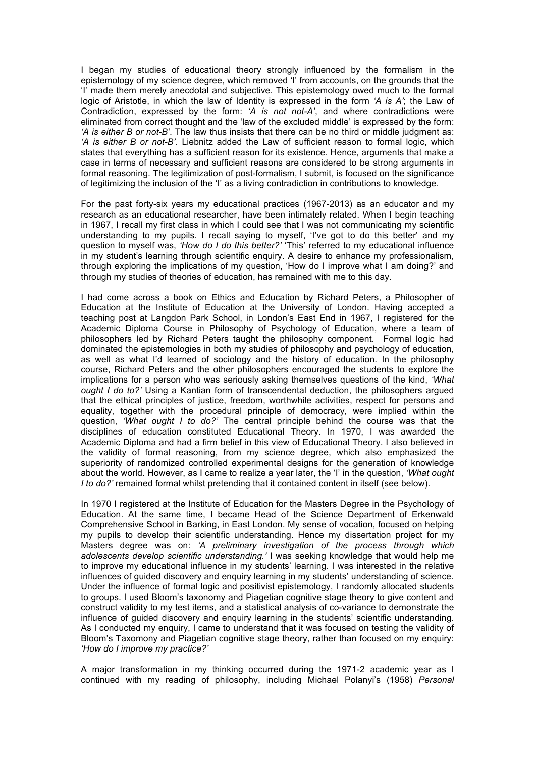I began my studies of educational theory strongly influenced by the formalism in the epistemology of my science degree, which removed 'I' from accounts, on the grounds that the 'I' made them merely anecdotal and subjective. This epistemology owed much to the formal logic of Aristotle, in which the law of Identity is expressed in the form *'A is A'*; the Law of Contradiction, expressed by the form: *'A is not not-A'*, and where contradictions were eliminated from correct thought and the 'law of the excluded middle' is expressed by the form: *'A is either B or not-B'*. The law thus insists that there can be no third or middle judgment as: *'A is either B or not-B'*. Liebnitz added the Law of sufficient reason to formal logic, which states that everything has a sufficient reason for its existence. Hence, arguments that make a case in terms of necessary and sufficient reasons are considered to be strong arguments in formal reasoning. The legitimization of post-formalism, I submit, is focused on the significance of legitimizing the inclusion of the 'I' as a living contradiction in contributions to knowledge.

For the past forty-six years my educational practices (1967-2013) as an educator and my research as an educational researcher, have been intimately related. When I begin teaching in 1967, I recall my first class in which I could see that I was not communicating my scientific understanding to my pupils. I recall saying to myself, 'I've got to do this better' and my question to myself was, *'How do I do this better?'* 'This' referred to my educational influence in my student's learning through scientific enquiry. A desire to enhance my professionalism, through exploring the implications of my question, 'How do I improve what I am doing?' and through my studies of theories of education, has remained with me to this day.

I had come across a book on Ethics and Education by Richard Peters, a Philosopher of Education at the Institute of Education at the University of London. Having accepted a teaching post at Langdon Park School, in London's East End in 1967, I registered for the Academic Diploma Course in Philosophy of Psychology of Education, where a team of philosophers led by Richard Peters taught the philosophy component. Formal logic had dominated the epistemologies in both my studies of philosophy and psychology of education, as well as what I'd learned of sociology and the history of education. In the philosophy course, Richard Peters and the other philosophers encouraged the students to explore the implications for a person who was seriously asking themselves questions of the kind, *'What ought I do to?'* Using a Kantian form of transcendental deduction, the philosophers argued that the ethical principles of justice, freedom, worthwhile activities, respect for persons and equality, together with the procedural principle of democracy, were implied within the question, *'What ought I to do?'* The central principle behind the course was that the disciplines of education constituted Educational Theory. In 1970, I was awarded the Academic Diploma and had a firm belief in this view of Educational Theory. I also believed in the validity of formal reasoning, from my science degree, which also emphasized the superiority of randomized controlled experimental designs for the generation of knowledge about the world. However, as I came to realize a year later, the 'I' in the question, *'What ought I to do?'* remained formal whilst pretending that it contained content in itself (see below).

In 1970 I registered at the Institute of Education for the Masters Degree in the Psychology of Education. At the same time, I became Head of the Science Department of Erkenwald Comprehensive School in Barking, in East London. My sense of vocation, focused on helping my pupils to develop their scientific understanding. Hence my dissertation project for my Masters degree was on: *'A preliminary investigation of the process through which adolescents develop scientific understanding.'* I was seeking knowledge that would help me to improve my educational influence in my students' learning. I was interested in the relative influences of guided discovery and enquiry learning in my students' understanding of science. Under the influence of formal logic and positivist epistemology, I randomly allocated students to groups. I used Bloom's taxonomy and Piagetian cognitive stage theory to give content and construct validity to my test items, and a statistical analysis of co-variance to demonstrate the influence of guided discovery and enquiry learning in the students' scientific understanding. As I conducted my enquiry, I came to understand that it was focused on testing the validity of Bloom's Taxonomy and Piagetian cognitive stage theory, rather than focused on my enquiry: *'How do I improve my practice?'*

A major transformation in my thinking occurred during the 1971-2 academic year as I continued with my reading of philosophy, including Michael Polanyi's (1958) *Personal*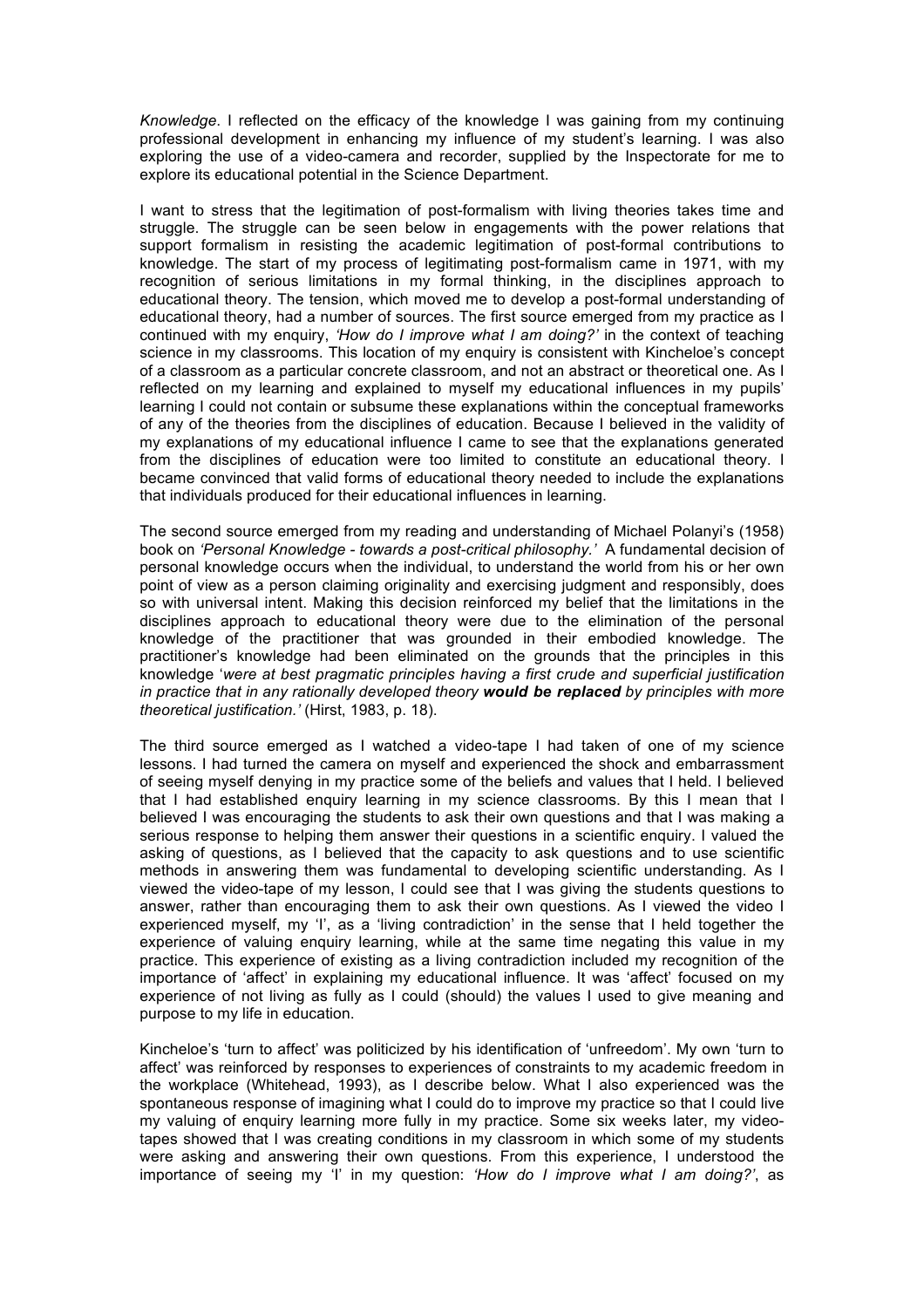*Knowledge*. I reflected on the efficacy of the knowledge I was gaining from my continuing professional development in enhancing my influence of my student's learning. I was also exploring the use of a video-camera and recorder, supplied by the Inspectorate for me to explore its educational potential in the Science Department.

I want to stress that the legitimation of post-formalism with living theories takes time and struggle. The struggle can be seen below in engagements with the power relations that support formalism in resisting the academic legitimation of post-formal contributions to knowledge. The start of my process of legitimating post-formalism came in 1971, with my recognition of serious limitations in my formal thinking, in the disciplines approach to educational theory. The tension, which moved me to develop a post-formal understanding of educational theory, had a number of sources. The first source emerged from my practice as I continued with my enquiry, *'How do I improve what I am doing?'* in the context of teaching science in my classrooms. This location of my enquiry is consistent with Kincheloe's concept of a classroom as a particular concrete classroom, and not an abstract or theoretical one. As I reflected on my learning and explained to myself my educational influences in my pupils' learning I could not contain or subsume these explanations within the conceptual frameworks of any of the theories from the disciplines of education. Because I believed in the validity of my explanations of my educational influence I came to see that the explanations generated from the disciplines of education were too limited to constitute an educational theory. I became convinced that valid forms of educational theory needed to include the explanations that individuals produced for their educational influences in learning.

The second source emerged from my reading and understanding of Michael Polanyi's (1958) book on *'Personal Knowledge - towards a post-critical philosophy.'* A fundamental decision of personal knowledge occurs when the individual, to understand the world from his or her own point of view as a person claiming originality and exercising judgment and responsibly, does so with universal intent. Making this decision reinforced my belief that the limitations in the disciplines approach to educational theory were due to the elimination of the personal knowledge of the practitioner that was grounded in their embodied knowledge. The practitioner's knowledge had been eliminated on the grounds that the principles in this knowledge '*were at best pragmatic principles having a first crude and superficial justification in practice that in any rationally developed theory* ***would be replaced*** *by principles with more theoretical justification.'* (Hirst, 1983, p. 18).

The third source emerged as I watched a video-tape I had taken of one of my science lessons. I had turned the camera on myself and experienced the shock and embarrassment of seeing myself denying in my practice some of the beliefs and values that I held. I believed that I had established enquiry learning in my science classrooms. By this I mean that I believed I was encouraging the students to ask their own questions and that I was making a serious response to helping them answer their questions in a scientific enquiry. I valued the asking of questions, as I believed that the capacity to ask questions and to use scientific methods in answering them was fundamental to developing scientific understanding. As I viewed the video-tape of my lesson, I could see that I was giving the students questions to answer, rather than encouraging them to ask their own questions. As I viewed the video I experienced myself, my 'I', as a 'living contradiction' in the sense that I held together the experience of valuing enquiry learning, while at the same time negating this value in my practice. This experience of existing as a living contradiction included my recognition of the importance of 'affect' in explaining my educational influence. It was 'affect' focused on my experience of not living as fully as I could (should) the values I used to give meaning and purpose to my life in education.

Kincheloe's 'turn to affect' was politicized by his identification of 'unfreedom'. My own 'turn to affect' was reinforced by responses to experiences of constraints to my academic freedom in the workplace (Whitehead, 1993), as I describe below. What I also experienced was the spontaneous response of imagining what I could do to improve my practice so that I could live my valuing of enquiry learning more fully in my practice. Some six weeks later, my video-tapes showed that I was creating conditions in my classroom in which some of my students were asking and answering their own questions. From this experience, I understood the importance of seeing my 'I' in my question: *'How do I improve what I am doing?'*, as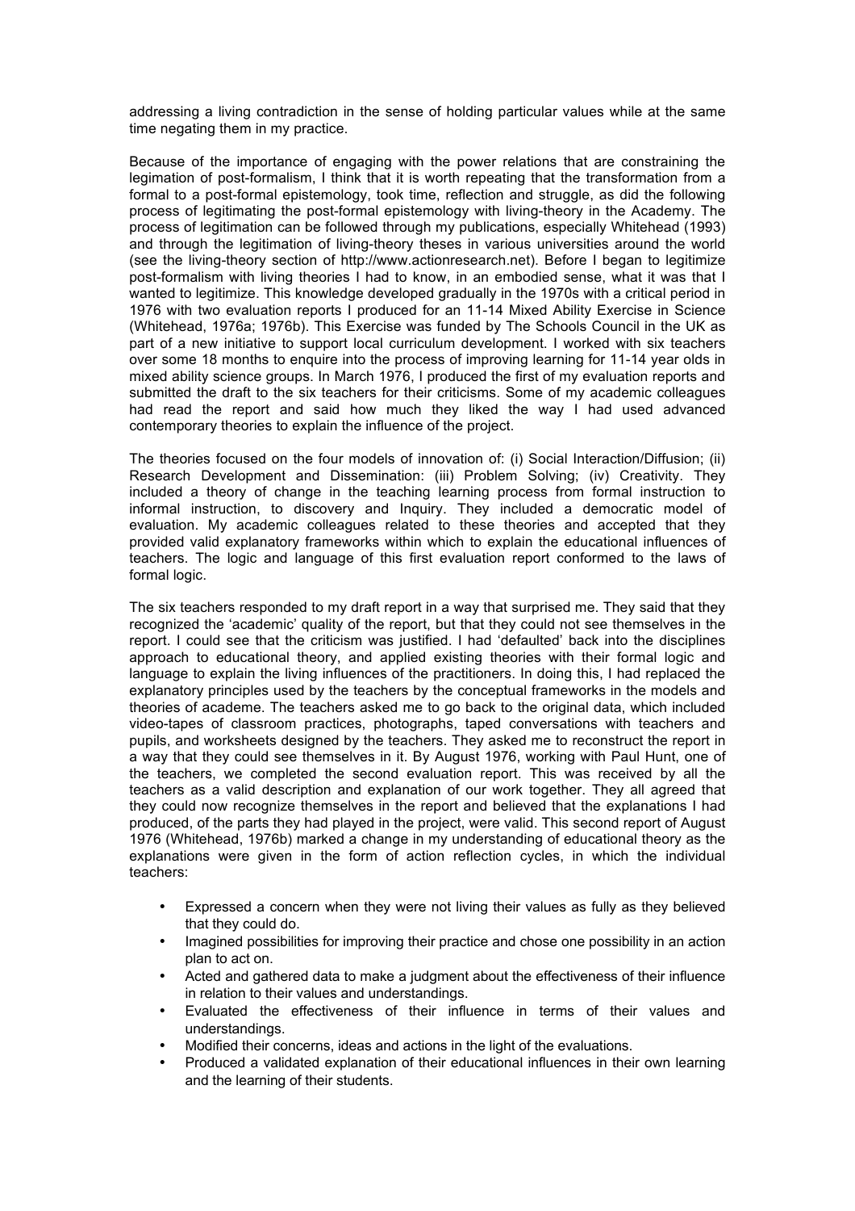addressing a living contradiction in the sense of holding particular values while at the same time negating them in my practice.

Because of the importance of engaging with the power relations that are constraining the legimation of post-formalism, I think that it is worth repeating that the transformation from a formal to a post-formal epistemology, took time, reflection and struggle, as did the following process of legitimating the post-formal epistemology with living-theory in the Academy. The process of legitimation can be followed through my publications, especially Whitehead (1993) and through the legitimation of living-theory theses in various universities around the world (see the living-theory section of http://www.actionresearch.net). Before I began to legitimize post-formalism with living theories I had to know, in an embodied sense, what it was that I wanted to legitimize. This knowledge developed gradually in the 1970s with a critical period in 1976 with two evaluation reports I produced for an 11-14 Mixed Ability Exercise in Science (Whitehead, 1976a; 1976b). This Exercise was funded by The Schools Council in the UK as part of a new initiative to support local curriculum development. I worked with six teachers over some 18 months to enquire into the process of improving learning for 11-14 year olds in mixed ability science groups. In March 1976, I produced the first of my evaluation reports and submitted the draft to the six teachers for their criticisms. Some of my academic colleagues had read the report and said how much they liked the way I had used advanced contemporary theories to explain the influence of the project.

The theories focused on the four models of innovation of: (i) Social Interaction/Diffusion; (ii) Research Development and Dissemination: (iii) Problem Solving; (iv) Creativity. They included a theory of change in the teaching learning process from formal instruction to informal instruction, to discovery and Inquiry. They included a democratic model of evaluation. My academic colleagues related to these theories and accepted that they provided valid explanatory frameworks within which to explain the educational influences of teachers. The logic and language of this first evaluation report conformed to the laws of formal logic.

The six teachers responded to my draft report in a way that surprised me. They said that they recognized the 'academic' quality of the report, but that they could not see themselves in the report. I could see that the criticism was justified. I had 'defaulted' back into the disciplines approach to educational theory, and applied existing theories with their formal logic and language to explain the living influences of the practitioners. In doing this, I had replaced the explanatory principles used by the teachers by the conceptual frameworks in the models and theories of academe. The teachers asked me to go back to the original data, which included video-tapes of classroom practices, photographs, taped conversations with teachers and pupils, and worksheets designed by the teachers. They asked me to reconstruct the report in a way that they could see themselves in it. By August 1976, working with Paul Hunt, one of the teachers, we completed the second evaluation report. This was received by all the teachers as a valid description and explanation of our work together. They all agreed that they could now recognize themselves in the report and believed that the explanations I had produced, of the parts they had played in the project, were valid. This second report of August 1976 (Whitehead, 1976b) marked a change in my understanding of educational theory as the explanations were given in the form of action reflection cycles, in which the individual teachers:

- Expressed a concern when they were not living their values as fully as they believed that they could do.
- Imagined possibilities for improving their practice and chose one possibility in an action plan to act on.
- Acted and gathered data to make a judgment about the effectiveness of their influence in relation to their values and understandings.
- Evaluated the effectiveness of their influence in terms of their values and understandings.
- Modified their concerns, ideas and actions in the light of the evaluations.
- Produced a validated explanation of their educational influences in their own learning and the learning of their students.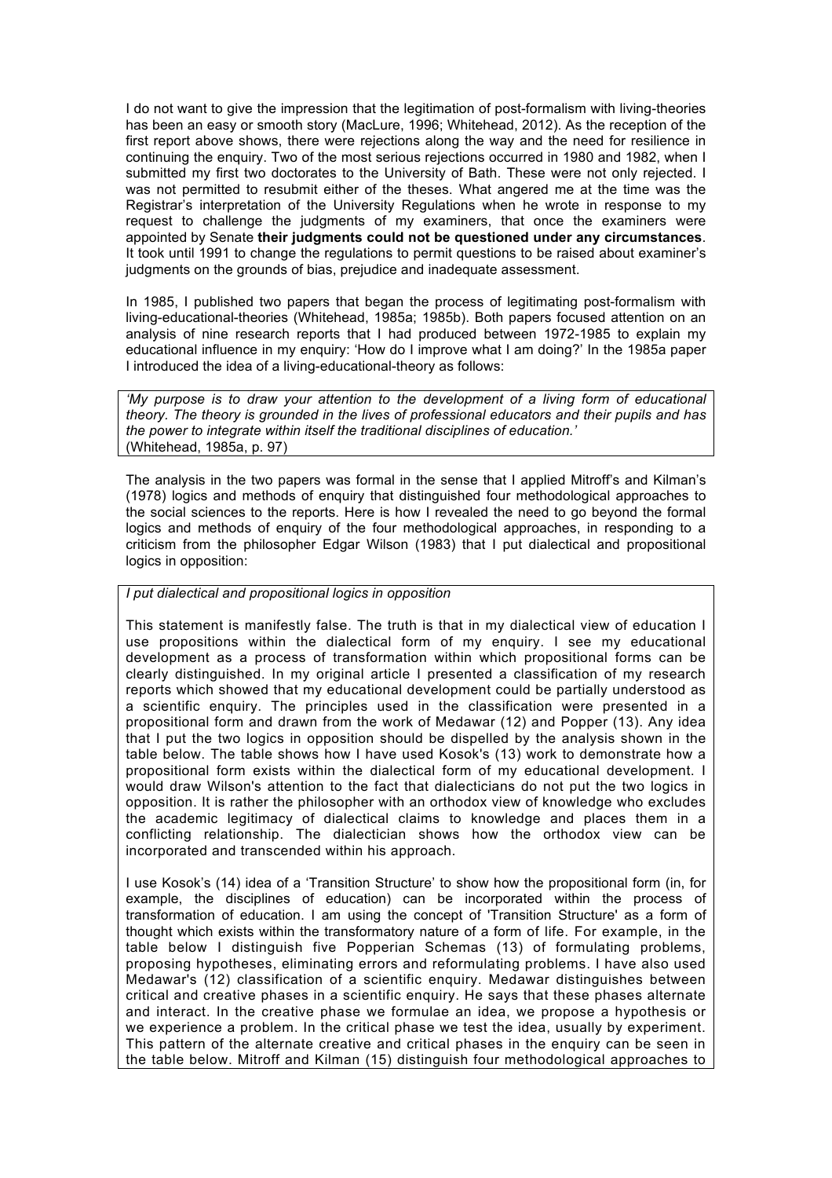I do not want to give the impression that the legitimation of post-formalism with living-theories has been an easy or smooth story (MacLure, 1996; Whitehead, 2012). As the reception of the first report above shows, there were rejections along the way and the need for resilience in continuing the enquiry. Two of the most serious rejections occurred in 1980 and 1982, when I submitted my first two doctorates to the University of Bath. These were not only rejected. I was not permitted to resubmit either of the theses. What angered me at the time was the Registrar's interpretation of the University Regulations when he wrote in response to my request to challenge the judgments of my examiners, that once the examiners were appointed by Senate **their judgments could not be questioned under any circumstances**. It took until 1991 to change the regulations to permit questions to be raised about examiner's judgments on the grounds of bias, prejudice and inadequate assessment.

In 1985, I published two papers that began the process of legitimating post-formalism with living-educational-theories (Whitehead, 1985a; 1985b). Both papers focused attention on an analysis of nine research reports that I had produced between 1972-1985 to explain my educational influence in my enquiry: 'How do I improve what I am doing?' In the 1985a paper I introduced the idea of a living-educational-theory as follows:

> *'My purpose is to draw your attention to the development of a living form of educational theory. The theory is grounded in the lives of professional educators and their pupils and has the power to integrate within itself the traditional disciplines of education.'*
> (Whitehead, 1985a, p. 97)

The analysis in the two papers was formal in the sense that I applied Mitroff's and Kilman's (1978) logics and methods of enquiry that distinguished four methodological approaches to the social sciences to the reports. Here is how I revealed the need to go beyond the formal logics and methods of enquiry of the four methodological approaches, in responding to a criticism from the philosopher Edgar Wilson (1983) that I put dialectical and propositional logics in opposition:

> *I put dialectical and propositional logics in opposition*
>
> This statement is manifestly false. The truth is that in my dialectical view of education I use propositions within the dialectical form of my enquiry. I see my educational development as a process of transformation within which propositional forms can be clearly distinguished. In my original article I presented a classification of my research reports which showed that my educational development could be partially understood as a scientific enquiry. The principles used in the classification were presented in a propositional form and drawn from the work of Medawar (12) and Popper (13). Any idea that I put the two logics in opposition should be dispelled by the analysis shown in the table below. The table shows how I have used Kosok's (13) work to demonstrate how a propositional form exists within the dialectical form of my educational development. I would draw Wilson's attention to the fact that dialecticians do not put the two logics in opposition. It is rather the philosopher with an orthodox view of knowledge who excludes the academic legitimacy of dialectical claims to knowledge and places them in a conflicting relationship. The dialectician shows how the orthodox view can be incorporated and transcended within his approach.
>
> I use Kosok's (14) idea of a 'Transition Structure' to show how the propositional form (in, for example, the disciplines of education) can be incorporated within the process of transformation of education. I am using the concept of 'Transition Structure' as a form of thought which exists within the transformatory nature of a form of life. For example, in the table below I distinguish five Popperian Schemas (13) of formulating problems, proposing hypotheses, eliminating errors and reformulating problems. I have also used Medawar's (12) classification of a scientific enquiry. Medawar distinguishes between critical and creative phases in a scientific enquiry. He says that these phases alternate and interact. In the creative phase we formulae an idea, we propose a hypothesis or we experience a problem. In the critical phase we test the idea, usually by experiment. This pattern of the alternate creative and critical phases in the enquiry can be seen in the table below. Mitroff and Kilman (15) distinguish four methodological approaches to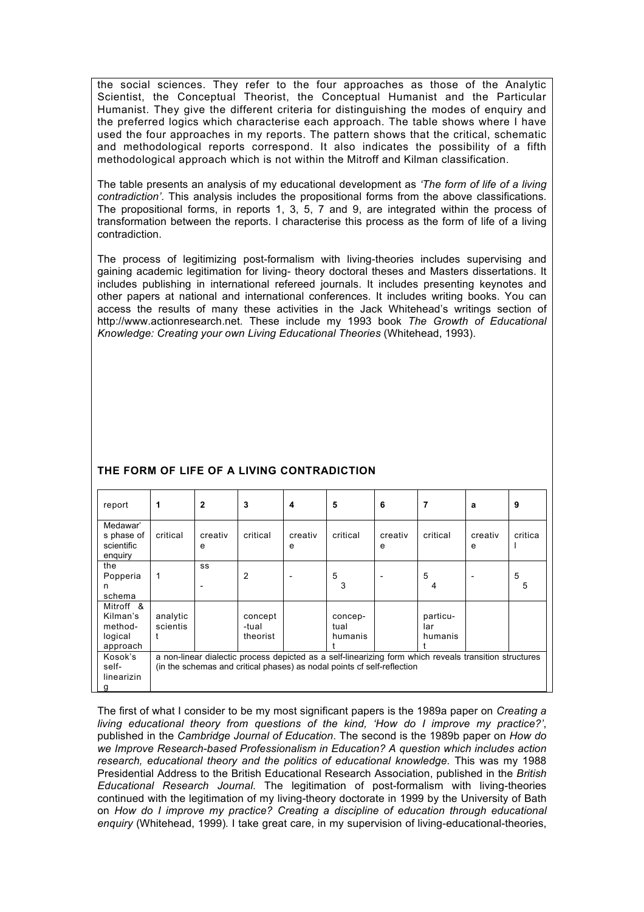the social sciences. They refer to the four approaches as those of the Analytic Scientist, the Conceptual Theorist, the Conceptual Humanist and the Particular Humanist. They give the different criteria for distinguishing the modes of enquiry and the preferred logics which characterise each approach. The table shows where I have used the four approaches in my reports. The pattern shows that the critical, schematic and methodological reports correspond. It also indicates the possibility of a fifth methodological approach which is not within the Mitroff and Kilman classification.

The table presents an analysis of my educational development as *'The form of life of a living contradiction'*. This analysis includes the propositional forms from the above classifications. The propositional forms, in reports 1, 3, 5, 7 and 9, are integrated within the process of transformation between the reports. I characterise this process as the form of life of a living contradiction.

The process of legitimizing post-formalism with living-theories includes supervising and gaining academic legitimation for living- theory doctoral theses and Masters dissertations. It includes publishing in international refereed journals. It includes presenting keynotes and other papers at national and international conferences. It includes writing books. You can access the results of many these activities in the Jack Whitehead's writings section of http://www.actionresearch.net. These include my 1993 book *The Growth of Educational Knowledge: Creating your own Living Educational Theories* (Whitehead, 1993).

**THE FORM OF LIFE OF A LIVING CONTRADICTION**

| report | 1 | 2 | 3 | 4 | 5 | 6 | 7 | a | 9 |
|---|---|---|---|---|---|---|---|---|---|
| Medawar's phase of scientific enquiry | critical | creative | critical | creative | critical | creative | critical | creative | critical |
| the Popperian schema | 1 | ss - | 2 | - | 5 3 | - | 5 4 | - | 5 5 |
| Mitroff & Kilman's method-logical approach | analytic scientist | | concept-tual theorist | | concep-tual humanist | | particu-lar humanist | | |
| Kosok's self-linearizing | a non-linear dialectic process depicted as a self-linearizing form which reveals transition structures (in the schemas and critical phases) as nodal points cf self-reflection | | | | | | | | |

The first of what I consider to be my most significant papers is the 1989a paper on *Creating a living educational theory from questions of the kind, 'How do I improve my practice?'*, published in the *Cambridge Journal of Education*. The second is the 1989b paper on *How do we Improve Research-based Professionalism in Education? A question which includes action research, educational theory and the politics of educational knowledge.* This was my 1988 Presidential Address to the British Educational Research Association, published in the *British Educational Research Journal*. The legitimation of post-formalism with living-theories continued with the legitimation of my living-theory doctorate in 1999 by the University of Bath on *How do I improve my practice? Creating a discipline of education through educational enquiry* (Whitehead, 1999). I take great care, in my supervision of living-educational-theories,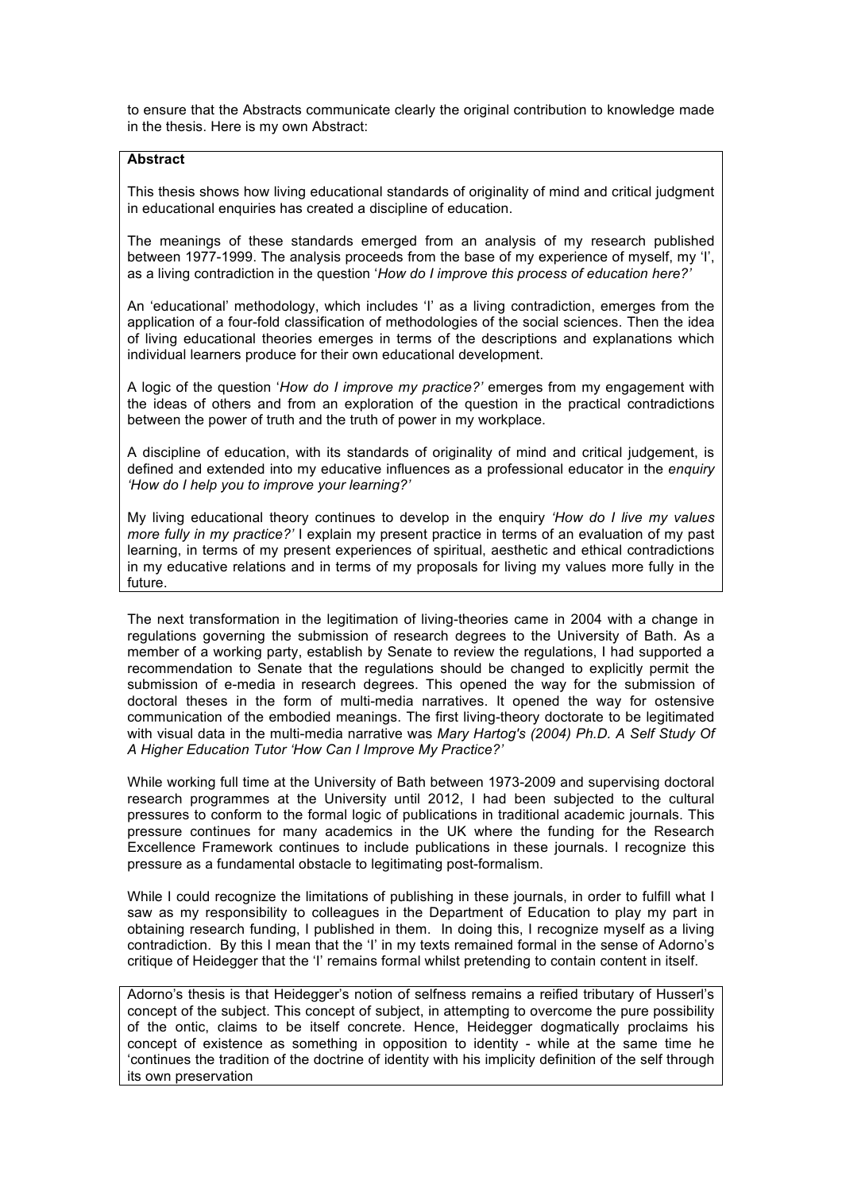to ensure that the Abstracts communicate clearly the original contribution to knowledge made in the thesis. Here is my own Abstract:

> **Abstract**
>
> This thesis shows how living educational standards of originality of mind and critical judgment in educational enquiries has created a discipline of education.
>
> The meanings of these standards emerged from an analysis of my research published between 1977-1999. The analysis proceeds from the base of my experience of myself, my 'I', as a living contradiction in the question '*How do I improve this process of education here?*'
>
> An 'educational' methodology, which includes 'I' as a living contradiction, emerges from the application of a four-fold classification of methodologies of the social sciences. Then the idea of living educational theories emerges in terms of the descriptions and explanations which individual learners produce for their own educational development.
>
> A logic of the question '*How do I improve my practice?*' emerges from my engagement with the ideas of others and from an exploration of the question in the practical contradictions between the power of truth and the truth of power in my workplace.
>
> A discipline of education, with its standards of originality of mind and critical judgement, is defined and extended into my educative influences as a professional educator in the *enquiry 'How do I help you to improve your learning?'*
>
> My living educational theory continues to develop in the enquiry *'How do I live my values more fully in my practice?'* I explain my present practice in terms of an evaluation of my past learning, in terms of my present experiences of spiritual, aesthetic and ethical contradictions in my educative relations and in terms of my proposals for living my values more fully in the future.

The next transformation in the legitimation of living-theories came in 2004 with a change in regulations governing the submission of research degrees to the University of Bath. As a member of a working party, establish by Senate to review the regulations, I had supported a recommendation to Senate that the regulations should be changed to explicitly permit the submission of e-media in research degrees. This opened the way for the submission of doctoral theses in the form of multi-media narratives. It opened the way for ostensive communication of the embodied meanings. The first living-theory doctorate to be legitimated with visual data in the multi-media narrative was *Mary Hartog's (2004) Ph.D. A Self Study Of A Higher Education Tutor 'How Can I Improve My Practice?'*

While working full time at the University of Bath between 1973-2009 and supervising doctoral research programmes at the University until 2012, I had been subjected to the cultural pressures to conform to the formal logic of publications in traditional academic journals. This pressure continues for many academics in the UK where the funding for the Research Excellence Framework continues to include publications in these journals. I recognize this pressure as a fundamental obstacle to legitimating post-formalism.

While I could recognize the limitations of publishing in these journals, in order to fulfill what I saw as my responsibility to colleagues in the Department of Education to play my part in obtaining research funding, I published in them. In doing this, I recognize myself as a living contradiction. By this I mean that the 'I' in my texts remained formal in the sense of Adorno's critique of Heidegger that the 'I' remains formal whilst pretending to contain content in itself.

> Adorno's thesis is that Heidegger's notion of selfness remains a reified tributary of Husserl's concept of the subject. This concept of subject, in attempting to overcome the pure possibility of the ontic, claims to be itself concrete. Hence, Heidegger dogmatically proclaims his concept of existence as something in opposition to identity - while at the same time he 'continues the tradition of the doctrine of identity with his implicity definition of the self through its own preservation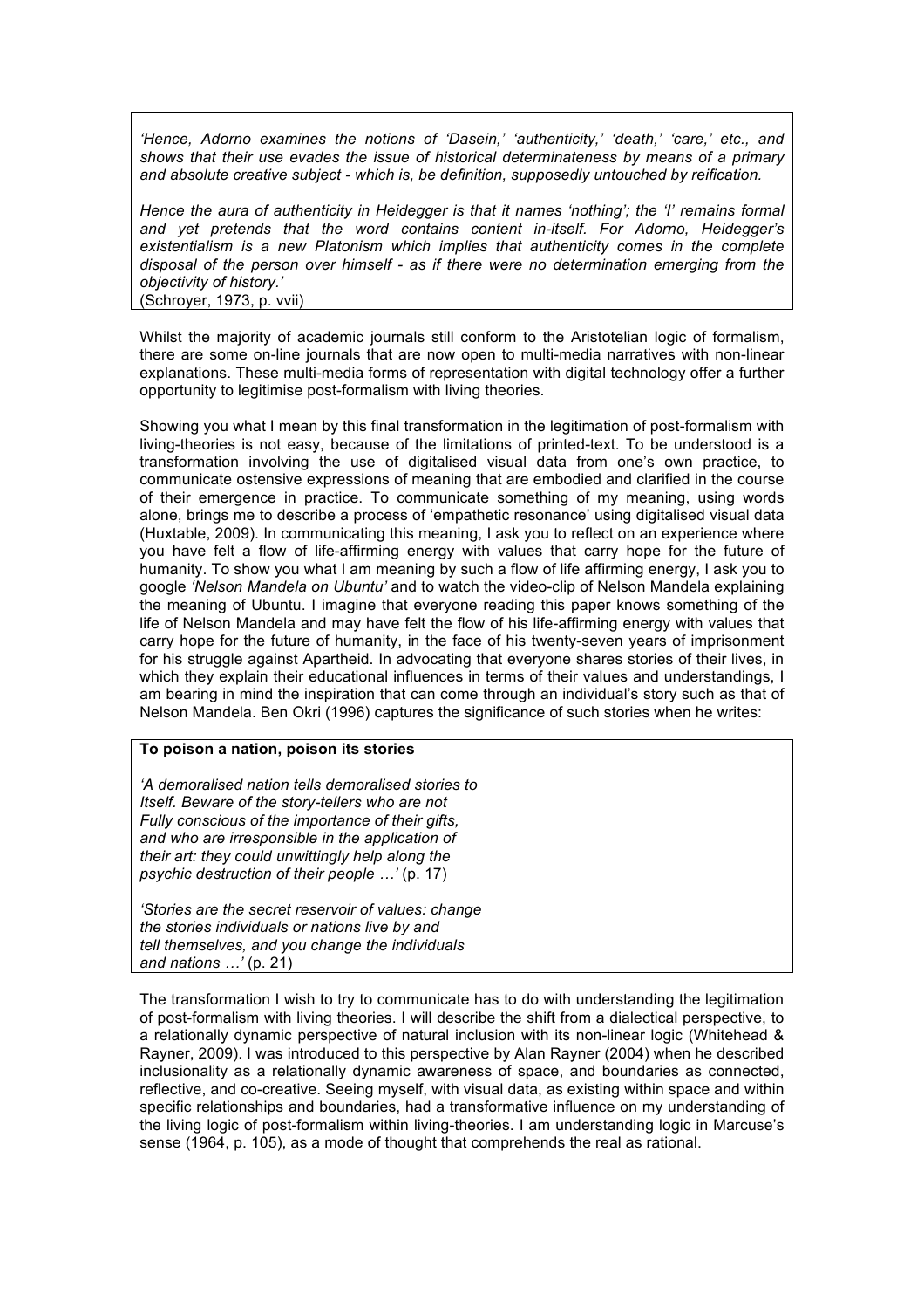> *'Hence, Adorno examines the notions of 'Dasein,' 'authenticity,' 'death,' 'care,' etc., and shows that their use evades the issue of historical determinateness by means of a primary and absolute creative subject - which is, be definition, supposedly untouched by reification.*
>
> *Hence the aura of authenticity in Heidegger is that it names 'nothing'; the 'I' remains formal and yet pretends that the word contains content in-itself. For Adorno, Heidegger's existentialism is a new Platonism which implies that authenticity comes in the complete disposal of the person over himself - as if there were no determination emerging from the objectivity of history.'*
>
> (Schroyer, 1973, p. vvii)

Whilst the majority of academic journals still conform to the Aristotelian logic of formalism, there are some on-line journals that are now open to multi-media narratives with non-linear explanations. These multi-media forms of representation with digital technology offer a further opportunity to legitimise post-formalism with living theories.

Showing you what I mean by this final transformation in the legitimation of post-formalism with living-theories is not easy, because of the limitations of printed-text. To be understood is a transformation involving the use of digitalised visual data from one's own practice, to communicate ostensive expressions of meaning that are embodied and clarified in the course of their emergence in practice. To communicate something of my meaning, using words alone, brings me to describe a process of 'empathetic resonance' using digitalised visual data (Huxtable, 2009). In communicating this meaning, I ask you to reflect on an experience where you have felt a flow of life-affirming energy with values that carry hope for the future of humanity. To show you what I am meaning by such a flow of life affirming energy, I ask you to google *'Nelson Mandela on Ubuntu'* and to watch the video-clip of Nelson Mandela explaining the meaning of Ubuntu. I imagine that everyone reading this paper knows something of the life of Nelson Mandela and may have felt the flow of his life-affirming energy with values that carry hope for the future of humanity, in the face of his twenty-seven years of imprisonment for his struggle against Apartheid. In advocating that everyone shares stories of their lives, in which they explain their educational influences in terms of their values and understandings, I am bearing in mind the inspiration that can come through an individual's story such as that of Nelson Mandela. Ben Okri (1996) captures the significance of such stories when he writes:

> **To poison a nation, poison its stories**
>
> *'A demoralised nation tells demoralised stories to Itself. Beware of the story-tellers who are not Fully conscious of the importance of their gifts, and who are irresponsible in the application of their art: they could unwittingly help along the psychic destruction of their people …'* (p. 17)
>
> *'Stories are the secret reservoir of values: change the stories individuals or nations live by and tell themselves, and you change the individuals and nations …'* (p. 21)

The transformation I wish to try to communicate has to do with understanding the legitimation of post-formalism with living theories. I will describe the shift from a dialectical perspective, to a relationally dynamic perspective of natural inclusion with its non-linear logic (Whitehead & Rayner, 2009). I was introduced to this perspective by Alan Rayner (2004) when he described inclusionality as a relationally dynamic awareness of space, and boundaries as connected, reflective, and co-creative. Seeing myself, with visual data, as existing within space and within specific relationships and boundaries, had a transformative influence on my understanding of the living logic of post-formalism within living-theories. I am understanding logic in Marcuse's sense (1964, p. 105), as a mode of thought that comprehends the real as rational.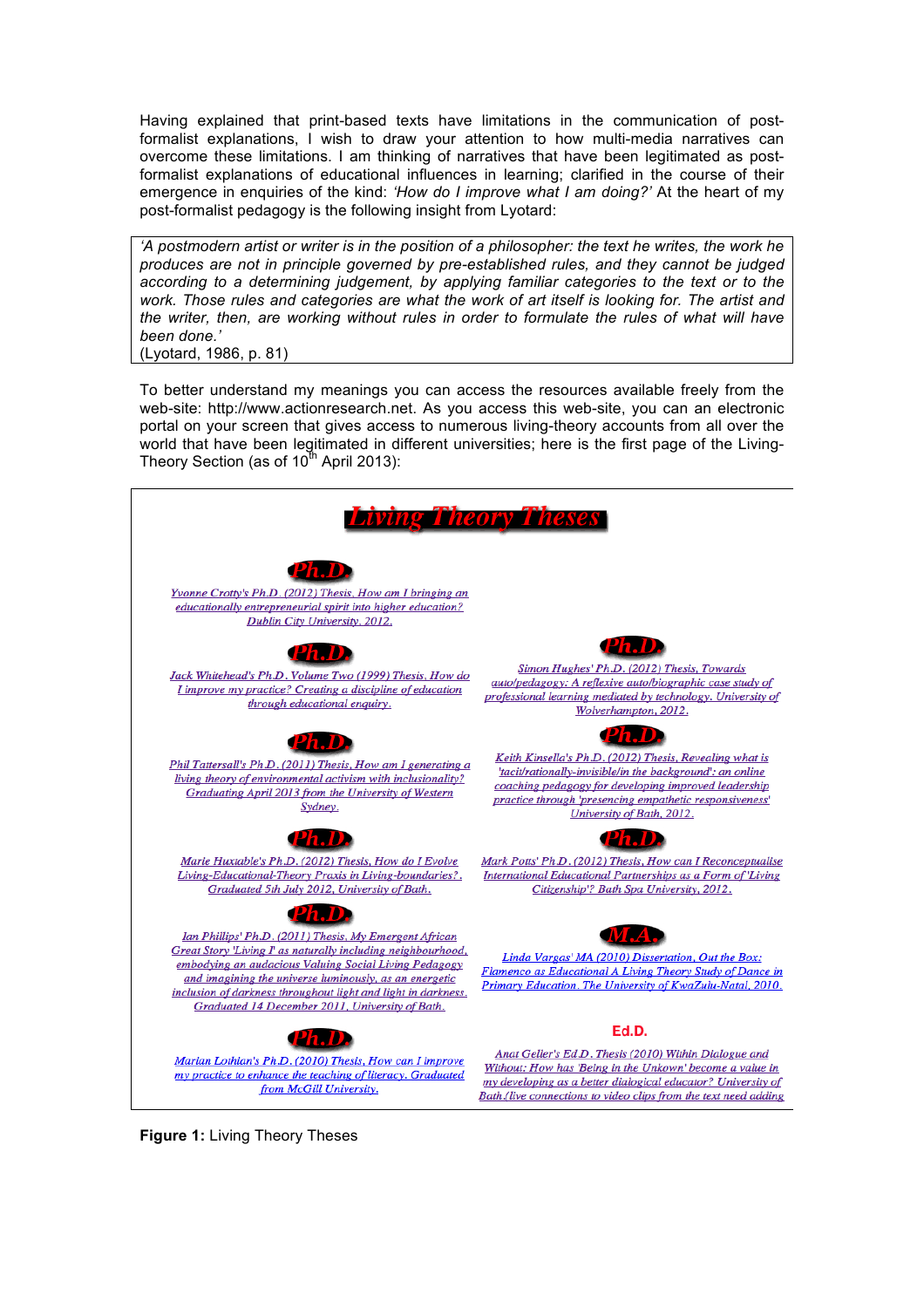Having explained that print-based texts have limitations in the communication of post-formalist explanations, I wish to draw your attention to how multi-media narratives can overcome these limitations. I am thinking of narratives that have been legitimated as post-formalist explanations of educational influences in learning; clarified in the course of their emergence in enquiries of the kind: *'How do I improve what I am doing?'* At the heart of my post-formalist pedagogy is the following insight from Lyotard:

> *'A postmodern artist or writer is in the position of a philosopher: the text he writes, the work he produces are not in principle governed by pre-established rules, and they cannot be judged according to a determining judgement, by applying familiar categories to the text or to the work. Those rules and categories are what the work of art itself is looking for. The artist and the writer, then, are working without rules in order to formulate the rules of what will have been done.'*
> (Lyotard, 1986, p. 81)

To better understand my meanings you can access the resources available freely from the web-site: http://www.actionresearch.net. As you access this web-site, you can an electronic portal on your screen that gives access to numerous living-theory accounts from all over the world that have been legitimated in different universities; here is the first page of the Living-Theory Section (as of 10th April 2013):

# Living Theory Theses

**Ph.D.**

Yvonne Crotty's Ph.D. (2012) Thesis, How am I bringing an educationally entrepreneurial spirit into higher education? Dublin City University, 2012.

**Ph.D.**

Jack Whitehead's Ph.D. Volume Two (1999) Thesis, How do I improve my practice? Creating a discipline of education through educational enquiry.

**Ph.D.**

Phil Tattersall's Ph.D. (2011) Thesis, How am I generating a living theory of environmental activism with inclusionality? Graduating April 2013 from the University of Western Sydney.

**Ph.D.**

Marie Huxtable's Ph.D. (2012) Thesis, How do I Evolve Living-Educational-Theory Praxis in Living-boundaries?. Graduated 5th July 2012, University of Bath.

**Ph.D.**

Ian Phillips' Ph.D. (2011) Thesis, My Emergent African Great Story 'Living I' as naturally including neighbourhood, embodying an audacious Valuing Social Living Pedagogy and imagining the universe luminously, as an energetic inclusion of darkness throughout light and light in darkness. Graduated 14 December 2011, University of Bath.

**Ph.D.**

Marian Lothian's Ph.D. (2010) Thesis, How can I improve my practice to enhance the teaching of literacy. Graduated from McGill University.

**Ph.D.**

Simon Hughes' Ph.D. (2012) Thesis, Towards auto/pedagogy: A reflexive auto/biographic case study of professional learning mediated by technology. University of Wolverhampton, 2012.

**Ph.D.**

Keith Kinsella's Ph.D. (2012) Thesis, Revealing what is 'tacit/rationally-invisible/in the background': an online coaching pedagogy for developing improved leadership practice through 'presencing empathetic responsiveness' University of Bath, 2012.

**Ph.D.**

Mark Potts' Ph.D. (2012) Thesis, How can I Reconceptualise International Educational Partnerships as a Form of 'Living Citizenship'? Bath Spa University, 2012.

**M.A.**

Linda Vargas' MA (2010) Dissertation, Out the Box: Flamenco as Educational A Living Theory Study of Dance in Primary Education. The University of KwaZulu-Natal, 2010.

**Ed.D.**

Anat Geller's Ed.D. Thesis (2010) Within Dialogue and Without: How has 'Being in the Unkown' become a value in my developing as a better dialogical educator? University of Bath.(live connections to video clips from the text need adding

**Figure 1:** Living Theory Theses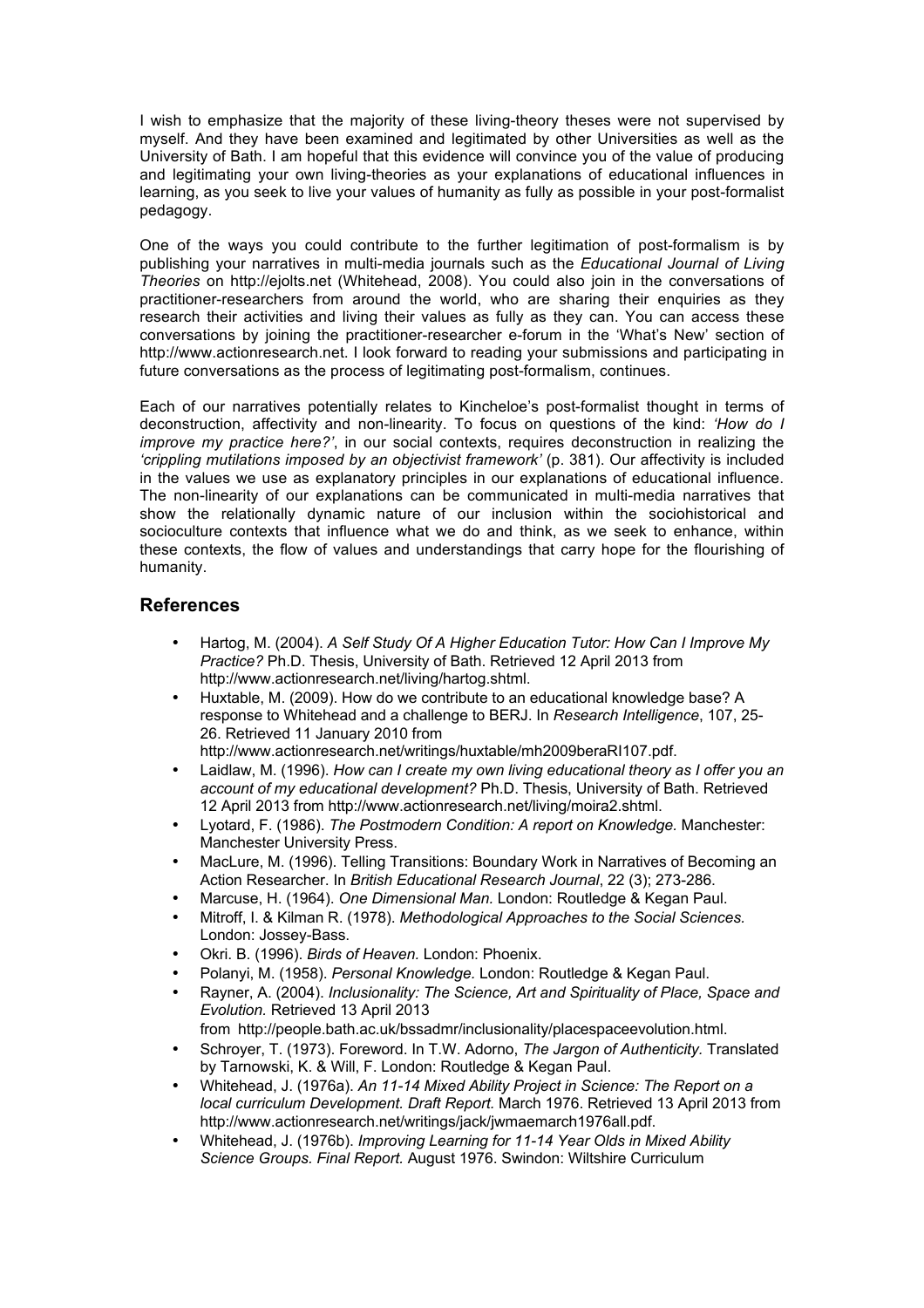I wish to emphasize that the majority of these living-theory theses were not supervised by myself. And they have been examined and legitimated by other Universities as well as the University of Bath. I am hopeful that this evidence will convince you of the value of producing and legitimating your own living-theories as your explanations of educational influences in learning, as you seek to live your values of humanity as fully as possible in your post-formalist pedagogy.

One of the ways you could contribute to the further legitimation of post-formalism is by publishing your narratives in multi-media journals such as the *Educational Journal of Living Theories* on http://ejolts.net (Whitehead, 2008). You could also join in the conversations of practitioner-researchers from around the world, who are sharing their enquiries as they research their activities and living their values as fully as they can. You can access these conversations by joining the practitioner-researcher e-forum in the 'What's New' section of http://www.actionresearch.net. I look forward to reading your submissions and participating in future conversations as the process of legitimating post-formalism, continues.

Each of our narratives potentially relates to Kincheloe's post-formalist thought in terms of deconstruction, affectivity and non-linearity. To focus on questions of the kind: *'How do I improve my practice here?'*, in our social contexts, requires deconstruction in realizing the *'crippling mutilations imposed by an objectivist framework'* (p. 381). Our affectivity is included in the values we use as explanatory principles in our explanations of educational influence. The non-linearity of our explanations can be communicated in multi-media narratives that show the relationally dynamic nature of our inclusion within the sociohistorical and socioculture contexts that influence what we do and think, as we seek to enhance, within these contexts, the flow of values and understandings that carry hope for the flourishing of humanity.

## References

- Hartog, M. (2004). *A Self Study Of A Higher Education Tutor: How Can I Improve My Practice?* Ph.D. Thesis, University of Bath. Retrieved 12 April 2013 from http://www.actionresearch.net/living/hartog.shtml.
- Huxtable, M. (2009). How do we contribute to an educational knowledge base? A response to Whitehead and a challenge to BERJ. In *Research Intelligence*, 107, 25-26. Retrieved 11 January 2010 from http://www.actionresearch.net/writings/huxtable/mh2009beraRI107.pdf.
- Laidlaw, M. (1996). *How can I create my own living educational theory as I offer you an account of my educational development?* Ph.D. Thesis, University of Bath. Retrieved 12 April 2013 from http://www.actionresearch.net/living/moira2.shtml.
- Lyotard, F. (1986). *The Postmodern Condition: A report on Knowledge.* Manchester: Manchester University Press.
- MacLure, M. (1996). Telling Transitions: Boundary Work in Narratives of Becoming an Action Researcher. In *British Educational Research Journal*, 22 (3); 273-286.
- Marcuse, H. (1964). *One Dimensional Man.* London: Routledge & Kegan Paul.
- Mitroff, I. & Kilman R. (1978). *Methodological Approaches to the Social Sciences.* London: Jossey-Bass.
- Okri. B. (1996). *Birds of Heaven.* London: Phoenix.
- Polanyi, M. (1958). *Personal Knowledge.* London: Routledge & Kegan Paul.
- Rayner, A. (2004). *Inclusionality: The Science, Art and Spirituality of Place, Space and Evolution.* Retrieved 13 April 2013 from http://people.bath.ac.uk/bssadmr/inclusionality/placespaceevolution.html.
- Schroyer, T. (1973). Foreword. In T.W. Adorno, *The Jargon of Authenticity.* Translated by Tarnowski, K. & Will, F. London: Routledge & Kegan Paul.
- Whitehead, J. (1976a). *An 11-14 Mixed Ability Project in Science: The Report on a local curriculum Development. Draft Report.* March 1976. Retrieved 13 April 2013 from http://www.actionresearch.net/writings/jack/jwmaemarch1976all.pdf.
- Whitehead, J. (1976b). *Improving Learning for 11-14 Year Olds in Mixed Ability Science Groups. Final Report.* August 1976. Swindon: Wiltshire Curriculum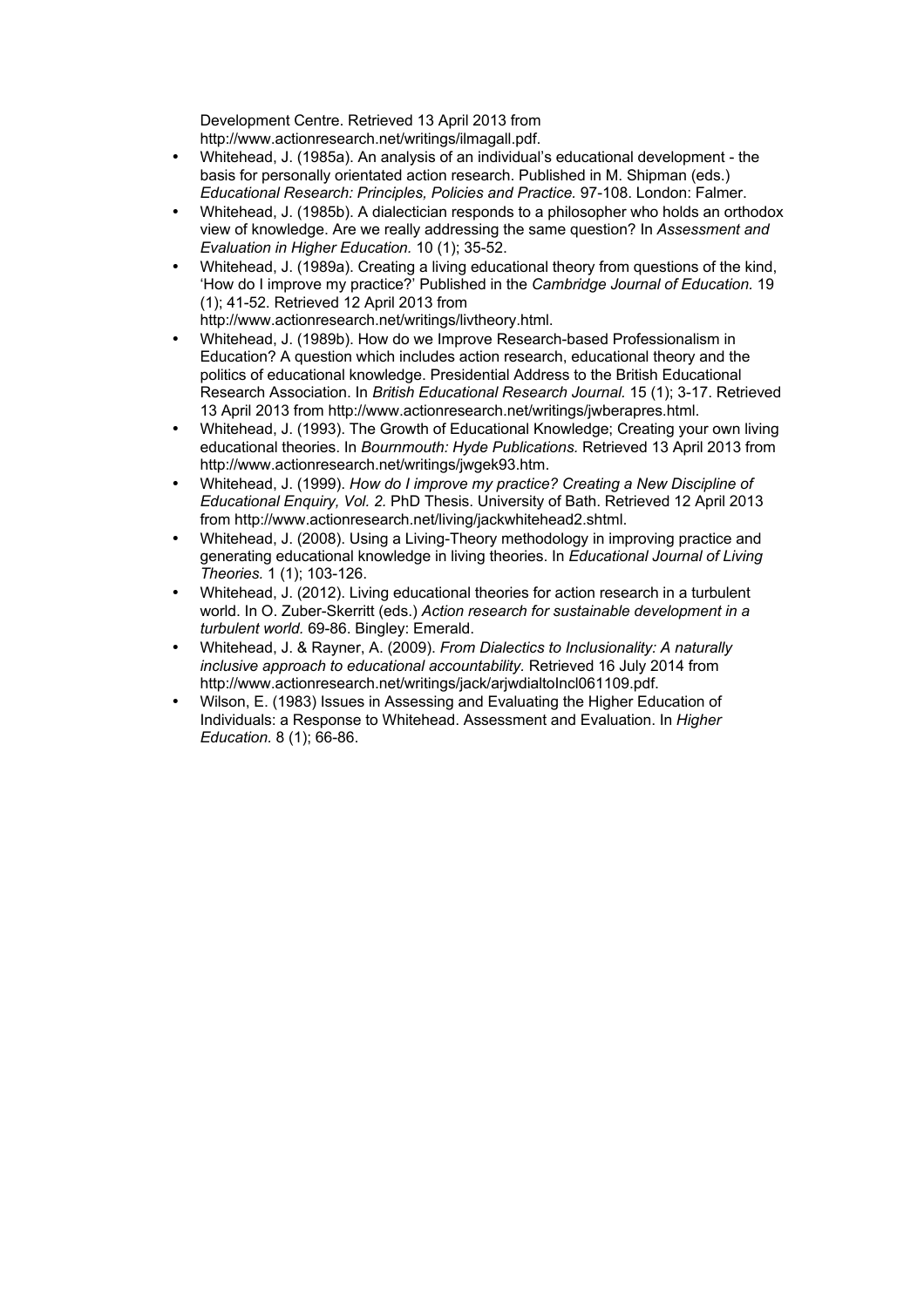Development Centre. Retrieved 13 April 2013 from http://www.actionresearch.net/writings/ilmagall.pdf.

- Whitehead, J. (1985a). An analysis of an individual's educational development - the basis for personally orientated action research. Published in M. Shipman (eds.) *Educational Research: Principles, Policies and Practice.* 97-108. London: Falmer.
- Whitehead, J. (1985b). A dialectician responds to a philosopher who holds an orthodox view of knowledge. Are we really addressing the same question? In *Assessment and Evaluation in Higher Education.* 10 (1); 35-52.
- Whitehead, J. (1989a). Creating a living educational theory from questions of the kind, 'How do I improve my practice?' Published in the *Cambridge Journal of Education.* 19 (1); 41-52. Retrieved 12 April 2013 from http://www.actionresearch.net/writings/livtheory.html.
- Whitehead, J. (1989b). How do we Improve Research-based Professionalism in Education? A question which includes action research, educational theory and the politics of educational knowledge. Presidential Address to the British Educational Research Association. In *British Educational Research Journal.* 15 (1); 3-17. Retrieved 13 April 2013 from http://www.actionresearch.net/writings/jwberapres.html.
- Whitehead, J. (1993). The Growth of Educational Knowledge; Creating your own living educational theories. In *Bournmouth: Hyde Publications.* Retrieved 13 April 2013 from http://www.actionresearch.net/writings/jwgek93.htm.
- Whitehead, J. (1999). *How do I improve my practice? Creating a New Discipline of Educational Enquiry, Vol. 2.* PhD Thesis. University of Bath. Retrieved 12 April 2013 from http://www.actionresearch.net/living/jackwhitehead2.shtml.
- Whitehead, J. (2008). Using a Living-Theory methodology in improving practice and generating educational knowledge in living theories. In *Educational Journal of Living Theories.* 1 (1); 103-126.
- Whitehead, J. (2012). Living educational theories for action research in a turbulent world. In O. Zuber-Skerritt (eds.) *Action research for sustainable development in a turbulent world.* 69-86. Bingley: Emerald.
- Whitehead, J. & Rayner, A. (2009). *From Dialectics to Inclusionality: A naturally inclusive approach to educational accountability.* Retrieved 16 July 2014 from http://www.actionresearch.net/writings/jack/arjwdialtoIncl061109.pdf.
- Wilson, E. (1983) Issues in Assessing and Evaluating the Higher Education of Individuals: a Response to Whitehead. Assessment and Evaluation. In *Higher Education.* 8 (1); 66-86.